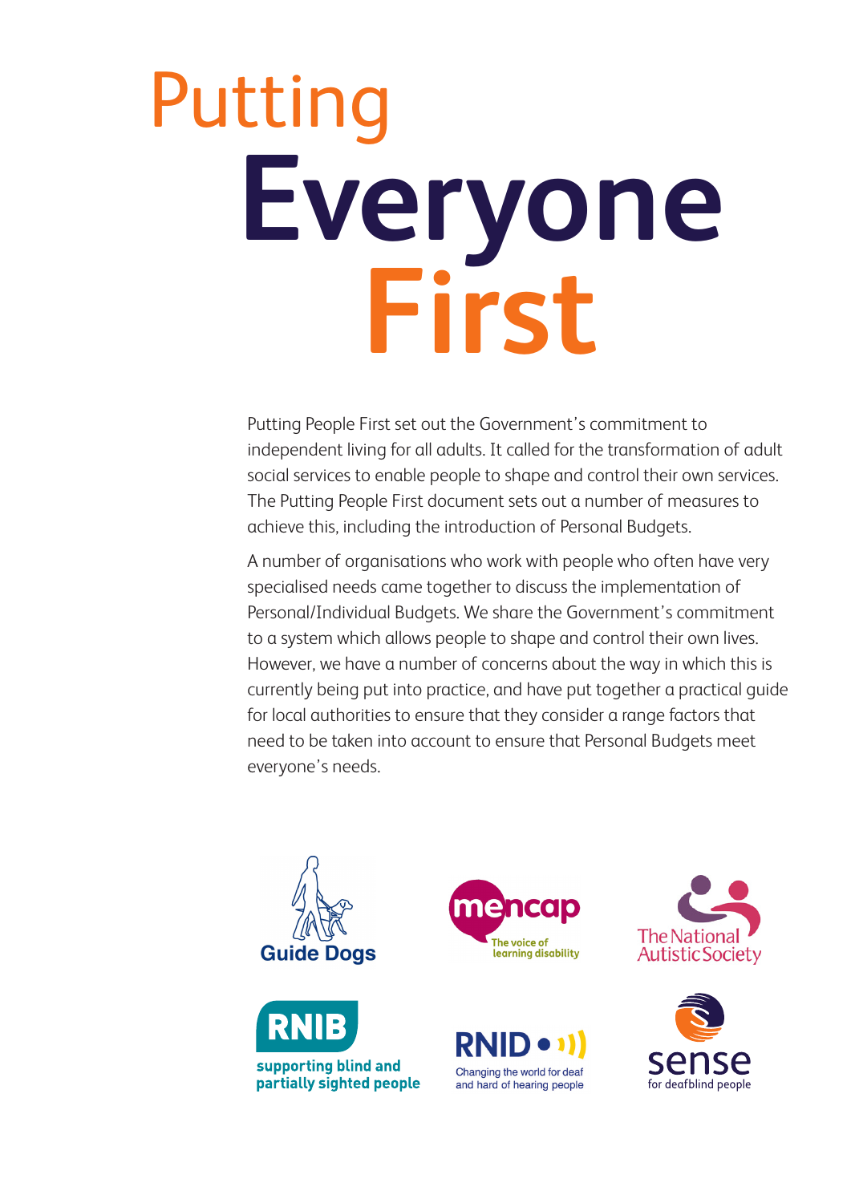# Putting Everyone First

Putting People First set out the Government's commitment to independent living for all adults. It called for the transformation of adult social services to enable people to shape and control their own services. The Putting People First document sets out a number of measures to achieve this, including the introduction of Personal Budgets.

A number of organisations who work with people who often have very specialised needs came together to discuss the implementation of Personal/Individual Budgets. We share the Government's commitment to a system which allows people to shape and control their own lives. However, we have a number of concerns about the way in which this is currently being put into practice, and have put together a practical guide for local authorities to ensure that they consider a range factors that need to be taken into account to ensure that Personal Budgets meet everyone's needs.

Guide Dogs

mencap — The voice of learning disability

The National Autistic Society

RNIB — supporting blind and partially sighted people

RNID — Changing the world for deaf and hard of hearing people

sense — for deafblind people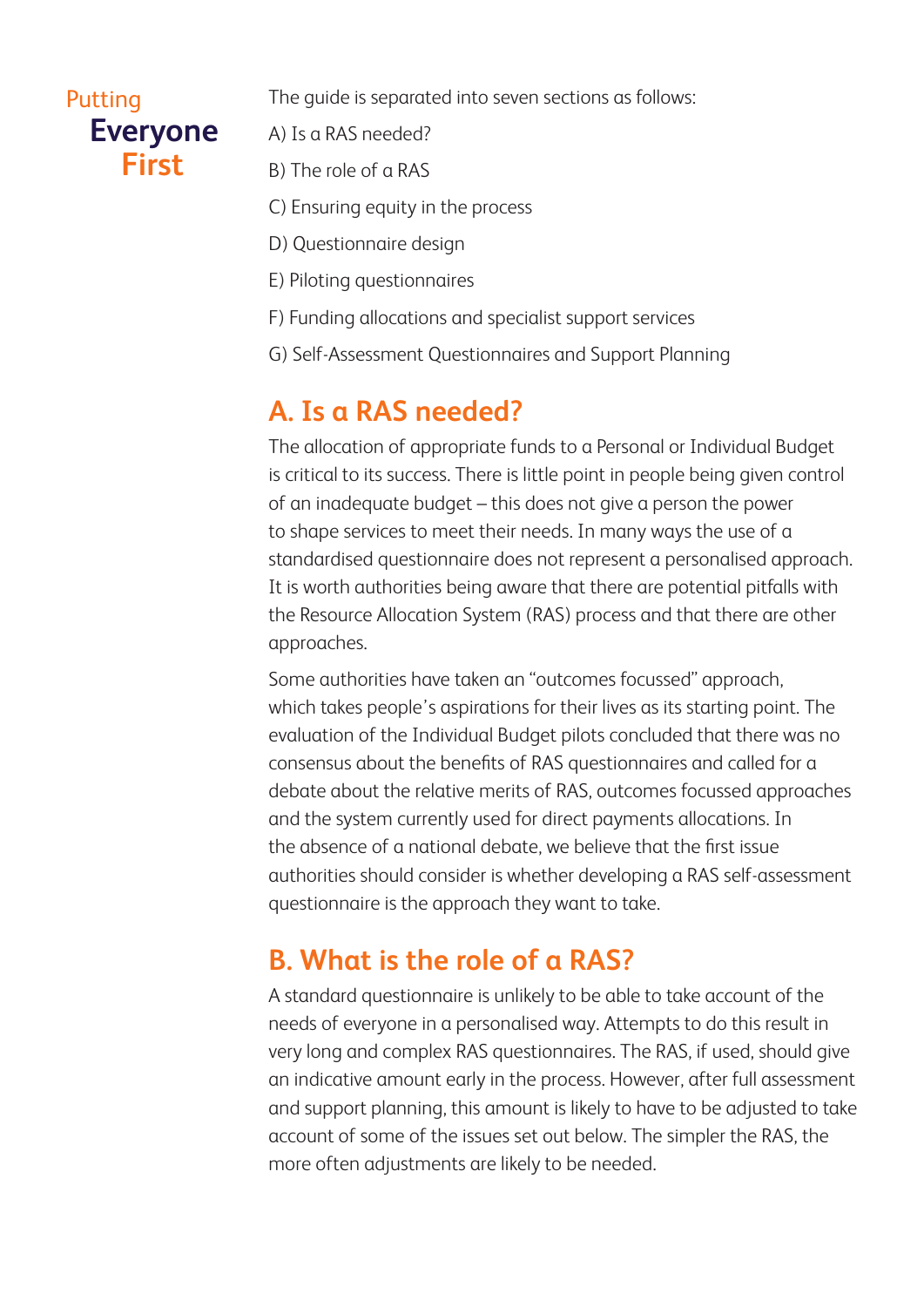The guide is separated into seven sections as follows:

A) Is a RAS needed?

B) The role of a RAS

C) Ensuring equity in the process

D) Questionnaire design

E) Piloting questionnaires

F) Funding allocations and specialist support services

G) Self-Assessment Questionnaires and Support Planning

## A. Is a RAS needed?

The allocation of appropriate funds to a Personal or Individual Budget is critical to its success. There is little point in people being given control of an inadequate budget – this does not give a person the power to shape services to meet their needs. In many ways the use of a standardised questionnaire does not represent a personalised approach. It is worth authorities being aware that there are potential pitfalls with the Resource Allocation System (RAS) process and that there are other approaches.

Some authorities have taken an "outcomes focussed" approach, which takes people's aspirations for their lives as its starting point. The evaluation of the Individual Budget pilots concluded that there was no consensus about the benefits of RAS questionnaires and called for a debate about the relative merits of RAS, outcomes focussed approaches and the system currently used for direct payments allocations. In the absence of a national debate, we believe that the first issue authorities should consider is whether developing a RAS self-assessment questionnaire is the approach they want to take.

## B. What is the role of a RAS?

A standard questionnaire is unlikely to be able to take account of the needs of everyone in a personalised way. Attempts to do this result in very long and complex RAS questionnaires. The RAS, if used, should give an indicative amount early in the process. However, after full assessment and support planning, this amount is likely to have to be adjusted to take account of some of the issues set out below. The simpler the RAS, the more often adjustments are likely to be needed.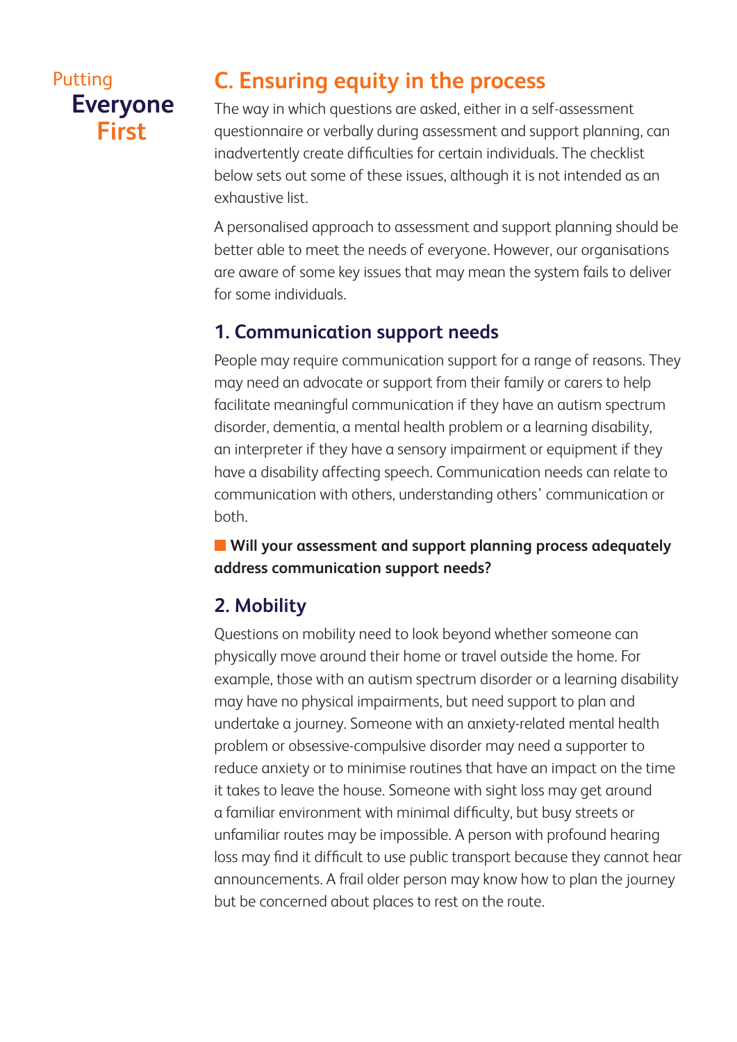## C. Ensuring equity in the process

The way in which questions are asked, either in a self-assessment questionnaire or verbally during assessment and support planning, can inadvertently create difficulties for certain individuals. The checklist below sets out some of these issues, although it is not intended as an exhaustive list.

A personalised approach to assessment and support planning should be better able to meet the needs of everyone. However, our organisations are aware of some key issues that may mean the system fails to deliver for some individuals.

### 1. Communication support needs

People may require communication support for a range of reasons. They may need an advocate or support from their family or carers to help facilitate meaningful communication if they have an autism spectrum disorder, dementia, a mental health problem or a learning disability, an interpreter if they have a sensory impairment or equipment if they have a disability affecting speech. Communication needs can relate to communication with others, understanding others' communication or both.

- **Will your assessment and support planning process adequately address communication support needs?**

### 2. Mobility

Questions on mobility need to look beyond whether someone can physically move around their home or travel outside the home. For example, those with an autism spectrum disorder or a learning disability may have no physical impairments, but need support to plan and undertake a journey. Someone with an anxiety-related mental health problem or obsessive-compulsive disorder may need a supporter to reduce anxiety or to minimise routines that have an impact on the time it takes to leave the house. Someone with sight loss may get around a familiar environment with minimal difficulty, but busy streets or unfamiliar routes may be impossible. A person with profound hearing loss may find it difficult to use public transport because they cannot hear announcements. A frail older person may know how to plan the journey but be concerned about places to rest on the route.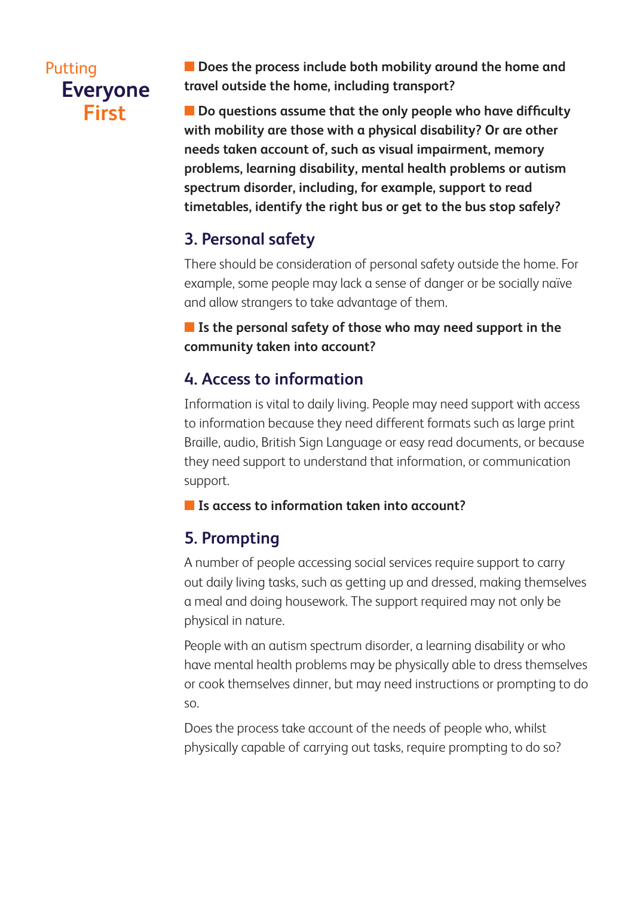- **Does the process include both mobility around the home and travel outside the home, including transport?**
- **Do questions assume that the only people who have difficulty with mobility are those with a physical disability? Or are other needs taken account of, such as visual impairment, memory problems, learning disability, mental health problems or autism spectrum disorder, including, for example, support to read timetables, identify the right bus or get to the bus stop safely?**

## 3. Personal safety

There should be consideration of personal safety outside the home. For example, some people may lack a sense of danger or be socially naïve and allow strangers to take advantage of them.

- **Is the personal safety of those who may need support in the community taken into account?**

## 4. Access to information

Information is vital to daily living. People may need support with access to information because they need different formats such as large print Braille, audio, British Sign Language or easy read documents, or because they need support to understand that information, or communication support.

- **Is access to information taken into account?**

## 5. Prompting

A number of people accessing social services require support to carry out daily living tasks, such as getting up and dressed, making themselves a meal and doing housework. The support required may not only be physical in nature.

People with an autism spectrum disorder, a learning disability or who have mental health problems may be physically able to dress themselves or cook themselves dinner, but may need instructions or prompting to do so.

Does the process take account of the needs of people who, whilst physically capable of carrying out tasks, require prompting to do so?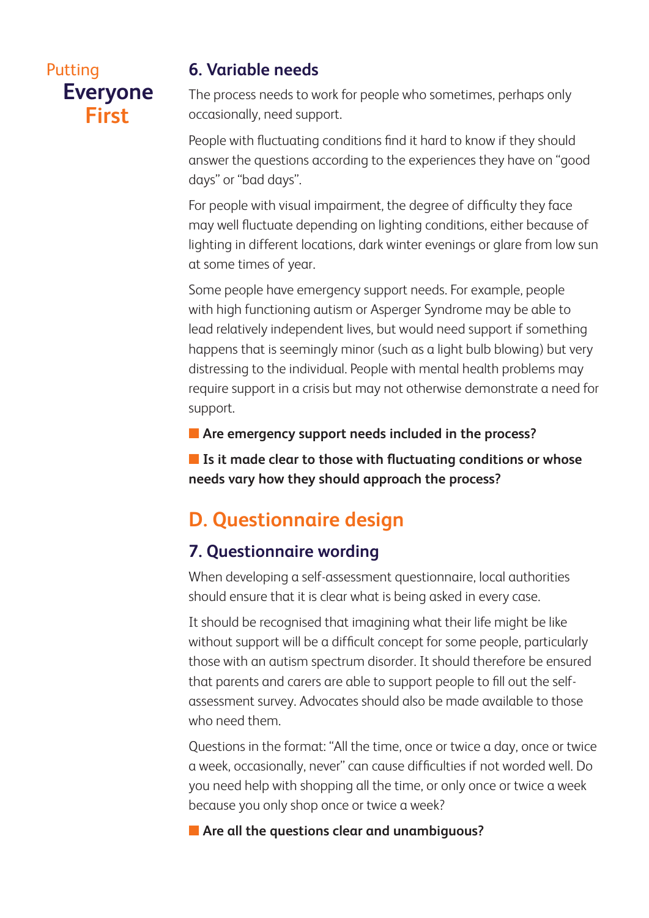### 6. Variable needs

The process needs to work for people who sometimes, perhaps only occasionally, need support.

People with fluctuating conditions find it hard to know if they should answer the questions according to the experiences they have on "good days" or "bad days".

For people with visual impairment, the degree of difficulty they face may well fluctuate depending on lighting conditions, either because of lighting in different locations, dark winter evenings or glare from low sun at some times of year.

Some people have emergency support needs. For example, people with high functioning autism or Asperger Syndrome may be able to lead relatively independent lives, but would need support if something happens that is seemingly minor (such as a light bulb blowing) but very distressing to the individual. People with mental health problems may require support in a crisis but may not otherwise demonstrate a need for support.

- **Are emergency support needs included in the process?**
- **Is it made clear to those with fluctuating conditions or whose needs vary how they should approach the process?**

## D. Questionnaire design

### 7. Questionnaire wording

When developing a self-assessment questionnaire, local authorities should ensure that it is clear what is being asked in every case.

It should be recognised that imagining what their life might be like without support will be a difficult concept for some people, particularly those with an autism spectrum disorder. It should therefore be ensured that parents and carers are able to support people to fill out the self-assessment survey. Advocates should also be made available to those who need them.

Questions in the format: "All the time, once or twice a day, once or twice a week, occasionally, never" can cause difficulties if not worded well. Do you need help with shopping all the time, or only once or twice a week because you only shop once or twice a week?

- **Are all the questions clear and unambiguous?**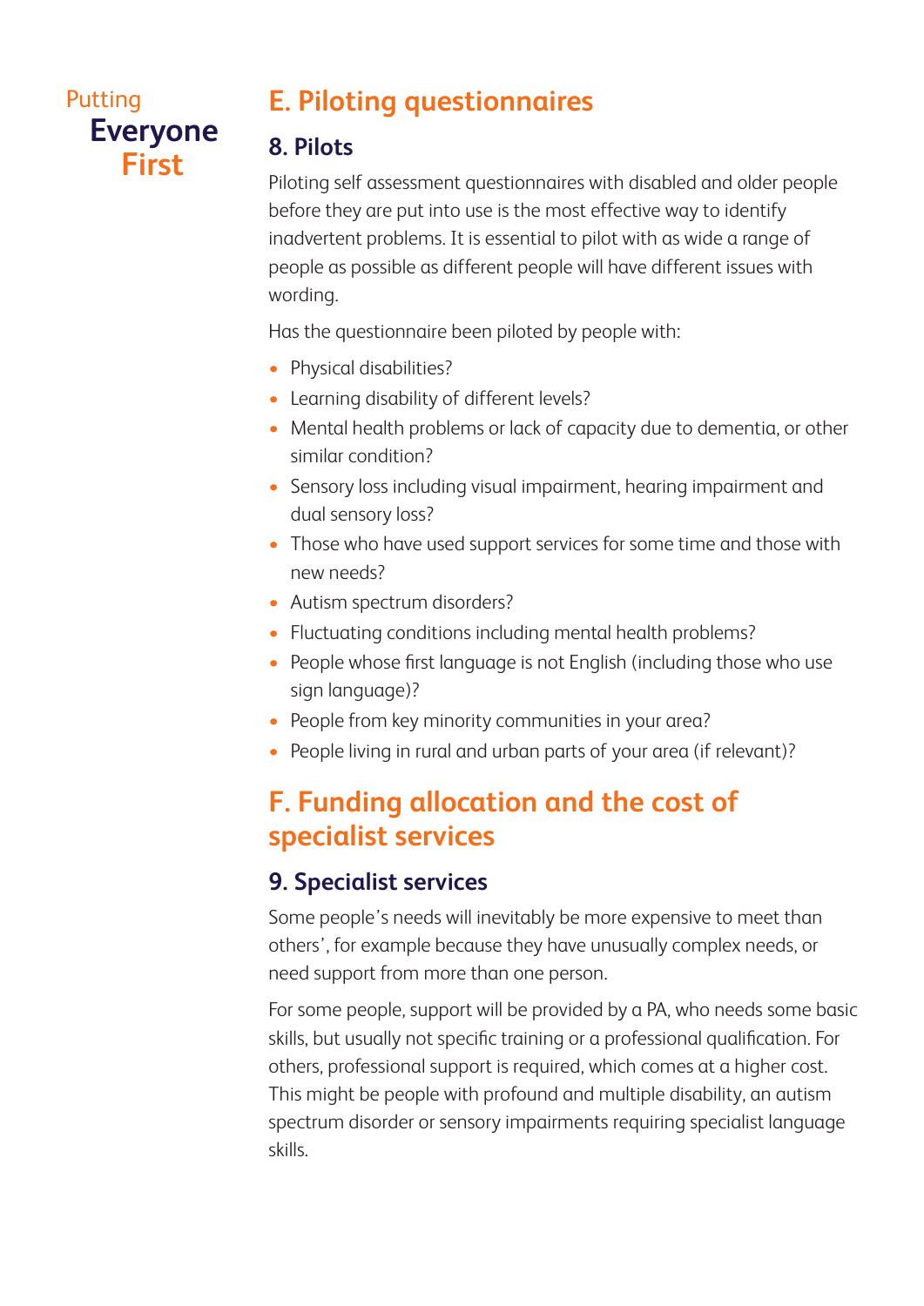## E. Piloting questionnaires

### 8. Pilots

Piloting self assessment questionnaires with disabled and older people before they are put into use is the most effective way to identify inadvertent problems. It is essential to pilot with as wide a range of people as possible as different people will have different issues with wording.

Has the questionnaire been piloted by people with:

- Physical disabilities?
- Learning disability of different levels?
- Mental health problems or lack of capacity due to dementia, or other similar condition?
- Sensory loss including visual impairment, hearing impairment and dual sensory loss?
- Those who have used support services for some time and those with new needs?
- Autism spectrum disorders?
- Fluctuating conditions including mental health problems?
- People whose first language is not English (including those who use sign language)?
- People from key minority communities in your area?
- People living in rural and urban parts of your area (if relevant)?

## F. Funding allocation and the cost of specialist services

### 9. Specialist services

Some people's needs will inevitably be more expensive to meet than others', for example because they have unusually complex needs, or need support from more than one person.

For some people, support will be provided by a PA, who needs some basic skills, but usually not specific training or a professional qualification. For others, professional support is required, which comes at a higher cost. This might be people with profound and multiple disability, an autism spectrum disorder or sensory impairments requiring specialist language skills.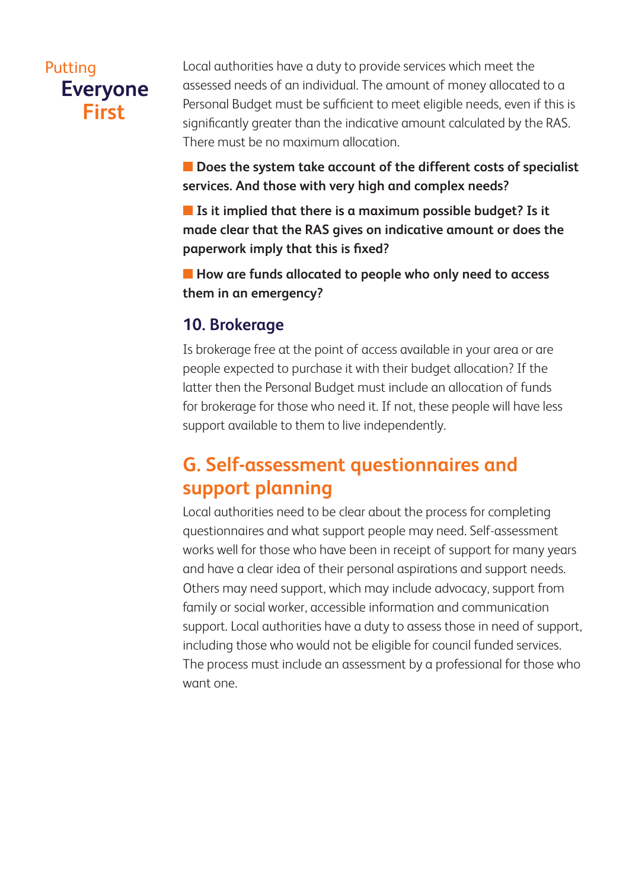Local authorities have a duty to provide services which meet the assessed needs of an individual. The amount of money allocated to a Personal Budget must be sufficient to meet eligible needs, even if this is significantly greater than the indicative amount calculated by the RAS. There must be no maximum allocation.

- **Does the system take account of the different costs of specialist services. And those with very high and complex needs?**
- **Is it implied that there is a maximum possible budget? Is it made clear that the RAS gives on indicative amount or does the paperwork imply that this is fixed?**
- **How are funds allocated to people who only need to access them in an emergency?**

### 10. Brokerage

Is brokerage free at the point of access available in your area or are people expected to purchase it with their budget allocation? If the latter then the Personal Budget must include an allocation of funds for brokerage for those who need it. If not, these people will have less support available to them to live independently.

## G. Self-assessment questionnaires and support planning

Local authorities need to be clear about the process for completing questionnaires and what support people may need. Self-assessment works well for those who have been in receipt of support for many years and have a clear idea of their personal aspirations and support needs. Others may need support, which may include advocacy, support from family or social worker, accessible information and communication support. Local authorities have a duty to assess those in need of support, including those who would not be eligible for council funded services. The process must include an assessment by a professional for those who want one.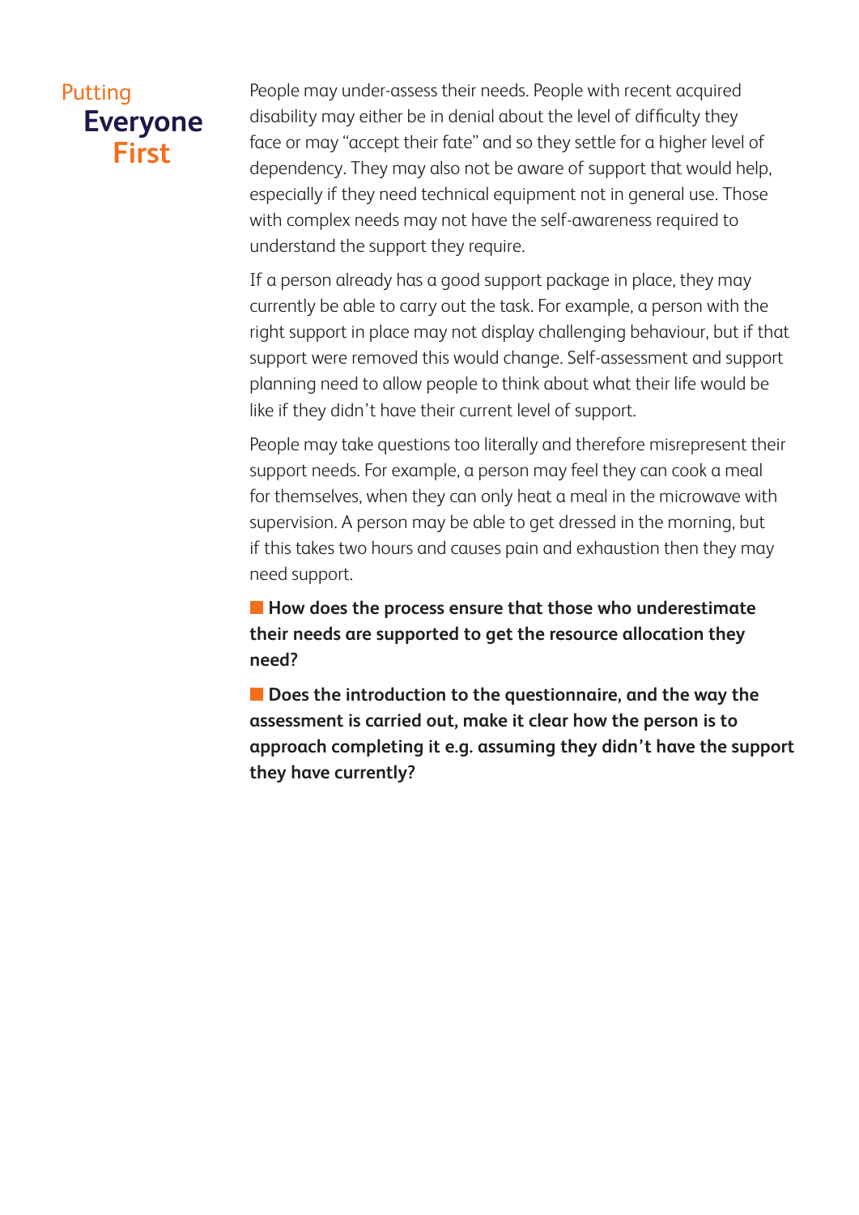People may under-assess their needs. People with recent acquired disability may either be in denial about the level of difficulty they face or may "accept their fate" and so they settle for a higher level of dependency. They may also not be aware of support that would help, especially if they need technical equipment not in general use. Those with complex needs may not have the self-awareness required to understand the support they require.

If a person already has a good support package in place, they may currently be able to carry out the task. For example, a person with the right support in place may not display challenging behaviour, but if that support were removed this would change. Self-assessment and support planning need to allow people to think about what their life would be like if they didn't have their current level of support.

People may take questions too literally and therefore misrepresent their support needs. For example, a person may feel they can cook a meal for themselves, when they can only heat a meal in the microwave with supervision. A person may be able to get dressed in the morning, but if this takes two hours and causes pain and exhaustion then they may need support.

- **How does the process ensure that those who underestimate their needs are supported to get the resource allocation they need?**
- **Does the introduction to the questionnaire, and the way the assessment is carried out, make it clear how the person is to approach completing it e.g. assuming they didn't have the support they have currently?**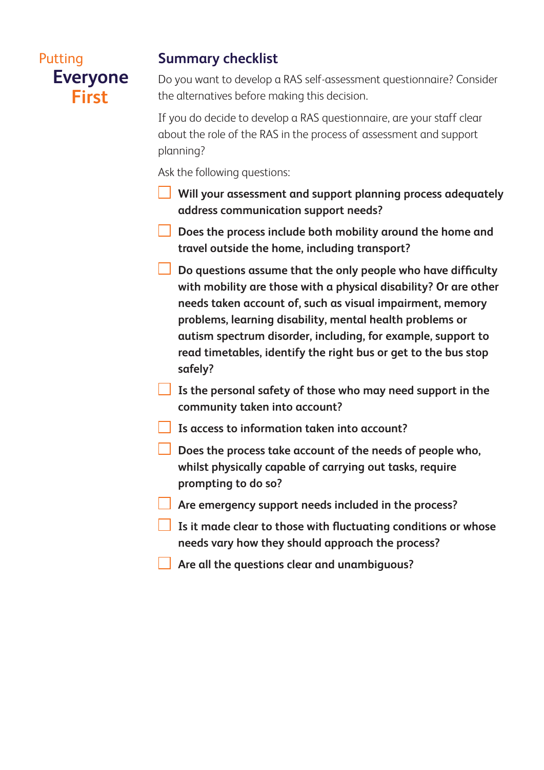## Summary checklist

Do you want to develop a RAS self-assessment questionnaire? Consider the alternatives before making this decision.

If you do decide to develop a RAS questionnaire, are your staff clear about the role of the RAS in the process of assessment and support planning?

Ask the following questions:

- [ ] **Will your assessment and support planning process adequately address communication support needs?**
- [ ] **Does the process include both mobility around the home and travel outside the home, including transport?**
- [ ] **Do questions assume that the only people who have difficulty with mobility are those with a physical disability? Or are other needs taken account of, such as visual impairment, memory problems, learning disability, mental health problems or autism spectrum disorder, including, for example, support to read timetables, identify the right bus or get to the bus stop safely?**
- [ ] **Is the personal safety of those who may need support in the community taken into account?**
- [ ] **Is access to information taken into account?**
- [ ] **Does the process take account of the needs of people who, whilst physically capable of carrying out tasks, require prompting to do so?**
- [ ] **Are emergency support needs included in the process?**
- [ ] **Is it made clear to those with fluctuating conditions or whose needs vary how they should approach the process?**
- [ ] **Are all the questions clear and unambiguous?**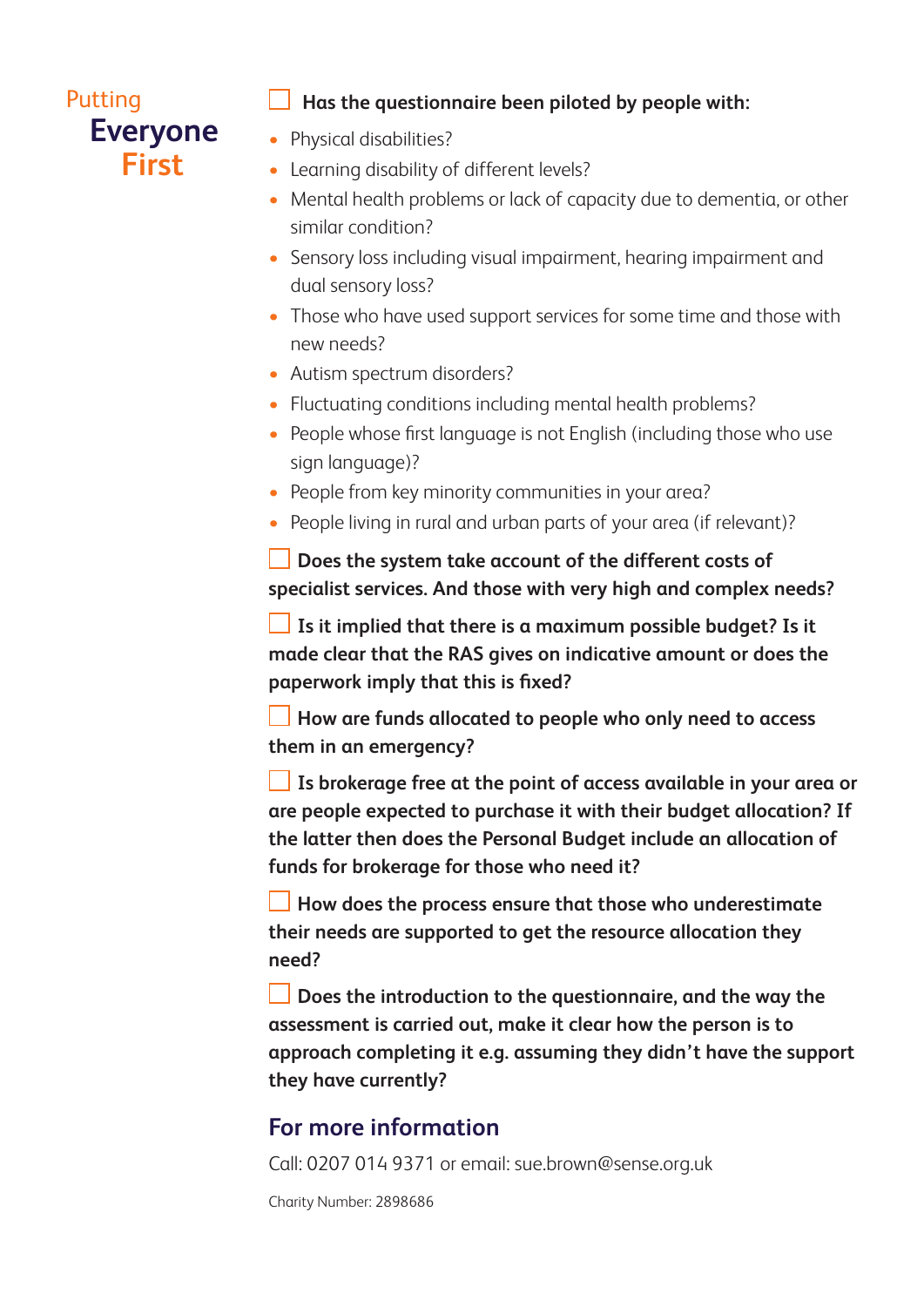Putting **Everyone** **First**

- [ ] **Has the questionnaire been piloted by people with:**

- Physical disabilities?
- Learning disability of different levels?
- Mental health problems or lack of capacity due to dementia, or other similar condition?
- Sensory loss including visual impairment, hearing impairment and dual sensory loss?
- Those who have used support services for some time and those with new needs?
- Autism spectrum disorders?
- Fluctuating conditions including mental health problems?
- People whose first language is not English (including those who use sign language)?
- People from key minority communities in your area?
- People living in rural and urban parts of your area (if relevant)?

- [ ] **Does the system take account of the different costs of specialist services. And those with very high and complex needs?**

- [ ] **Is it implied that there is a maximum possible budget? Is it made clear that the RAS gives on indicative amount or does the paperwork imply that this is fixed?**

- [ ] **How are funds allocated to people who only need to access them in an emergency?**

- [ ] **Is brokerage free at the point of access available in your area or are people expected to purchase it with their budget allocation? If the latter then does the Personal Budget include an allocation of funds for brokerage for those who need it?**

- [ ] **How does the process ensure that those who underestimate their needs are supported to get the resource allocation they need?**

- [ ] **Does the introduction to the questionnaire, and the way the assessment is carried out, make it clear how the person is to approach completing it e.g. assuming they didn't have the support they have currently?**

## For more information

Call: 0207 014 9371 or email: sue.brown@sense.org.uk

Charity Number: 2898686